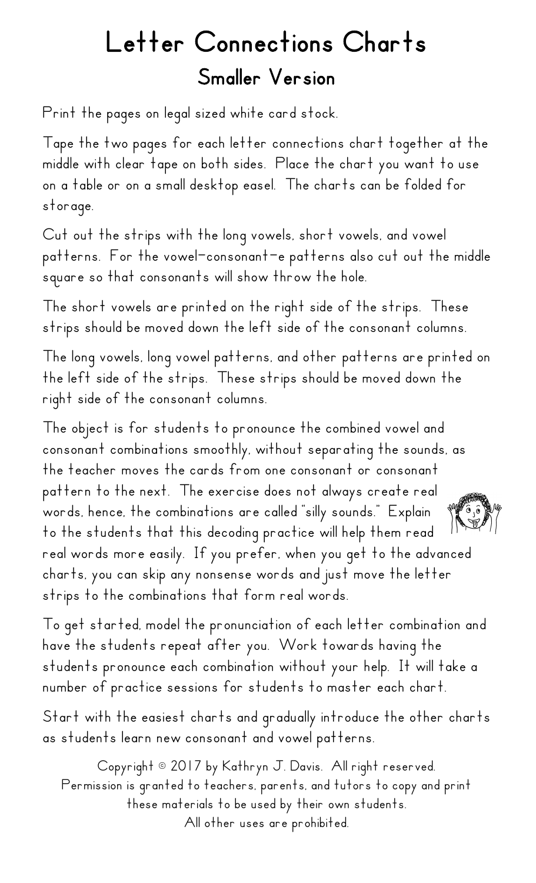# Letter Connections Charts

## Smaller Version

Print the pages on legal sized white card stock.

Tape the two pages for each letter connections chart together at the middle with clear tape on both sides. Place the chart you want to use on a table or on a small desktop easel. The charts can be folded for storage.

Cut out the strips with the long vowels, short vowels, and vowel patterns. For the vowel-consonant-e patterns also cut out the middle square so that consonants will show throw the hole.

The short vowels are printed on the right side of the strips. These strips should be moved down the left side of the consonant columns.

The long vowels, long vowel patterns, and other patterns are printed on the left side of the strips. These strips should be moved down the right side of the consonant columns.

The object is for students to pronounce the combined vowel and consonant combinations smoothly, without separating the sounds, as the teacher moves the cards from one consonant or consonant pattern to the next. The exercise does not always create real words, hence, the combinations are called "silly sounds." Explain to the students that this decoding practice will help them read real words more easily. If you prefer, when you get to the advanced charts, you can skip any nonsense words and just move the letter strips to the combinations that form real words.

To get started, model the pronunciation of each letter combination and have the students repeat after you. Work towards having the students pronounce each combination without your help. It will take a number of practice sessions for students to master each chart.

Start with the easiest charts and gradually introduce the other charts as students learn new consonant and vowel patterns.

Copyright © 2017 by Kathryn J. Davis. All right reserved.
Permission is granted to teachers, parents, and tutors to copy and print these materials to be used by their own students.
All other uses are prohibited.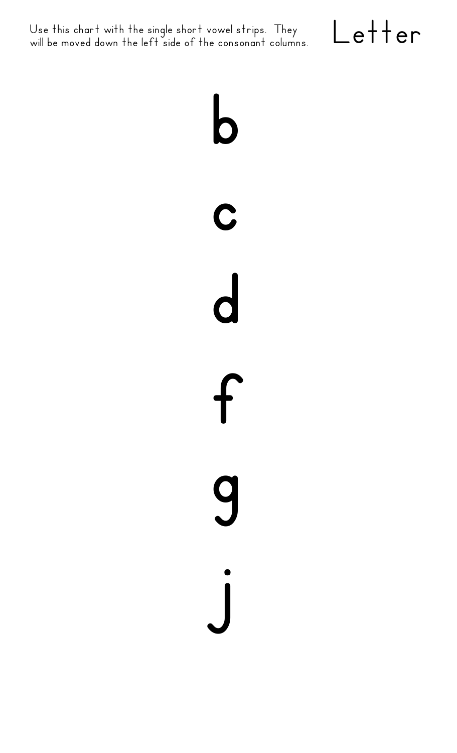Use this chart with the single short vowel strips. They will be moved down the left side of the consonant columns.

# Letter

b

c

d

f

g

j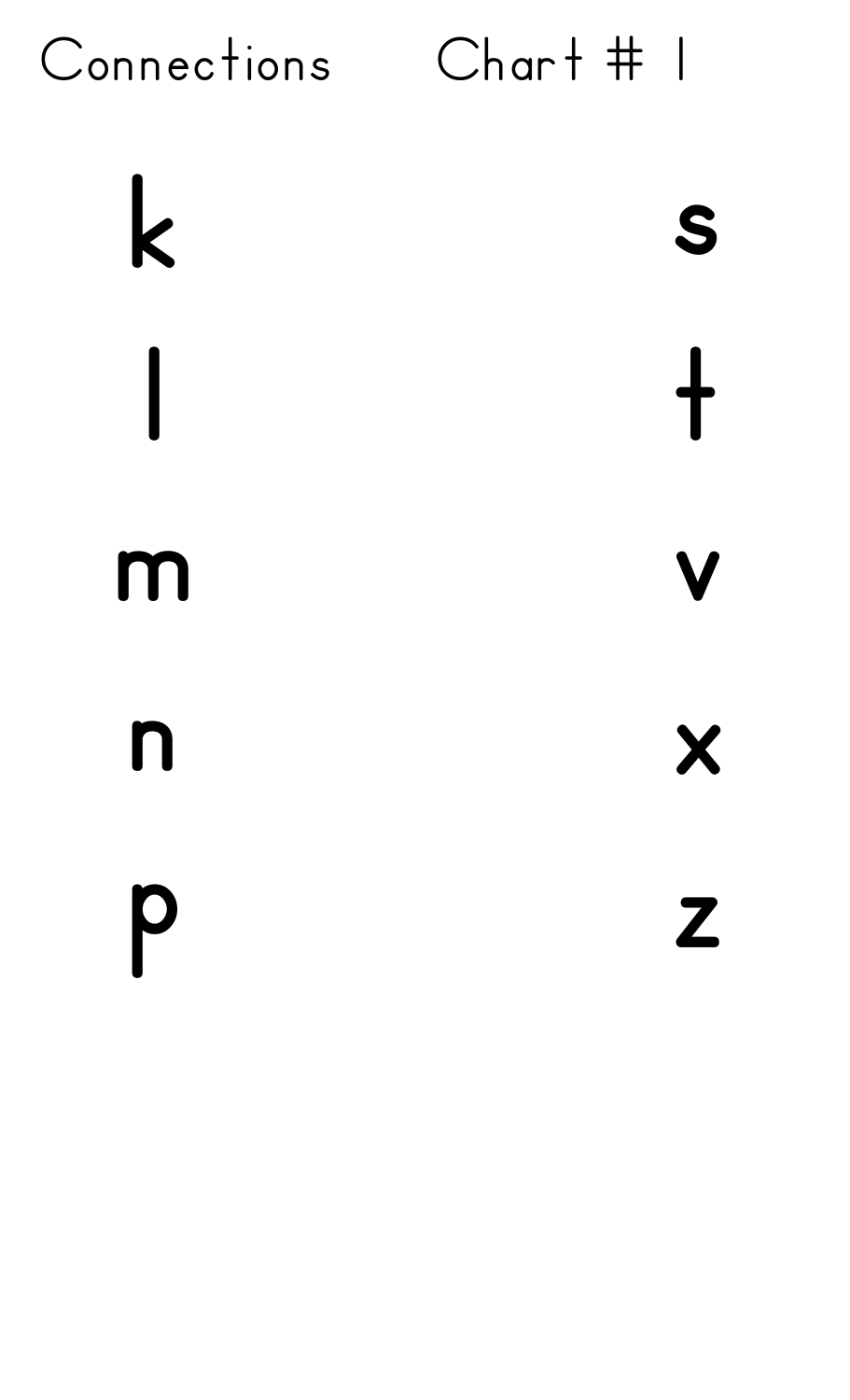# Connections Chart # 1

| | |
|---|---|
| k | s |
| l | t |
| m | v |
| n | x |
| p | z |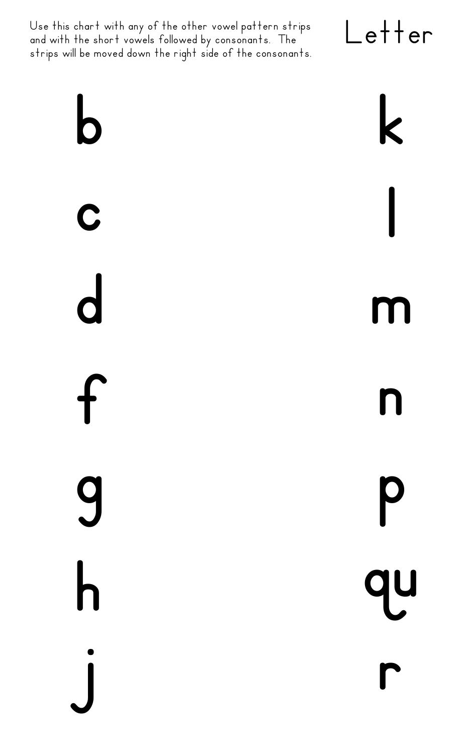Use this chart with any of the other vowel pattern strips and with the short vowels followed by consonants. The strips will be moved down the right side of the consonants.

# Letter

| | |
|---|---|
| b | k |
| c | l |
| d | m |
| f | n |
| g | p |
| h | qu |
| j | r |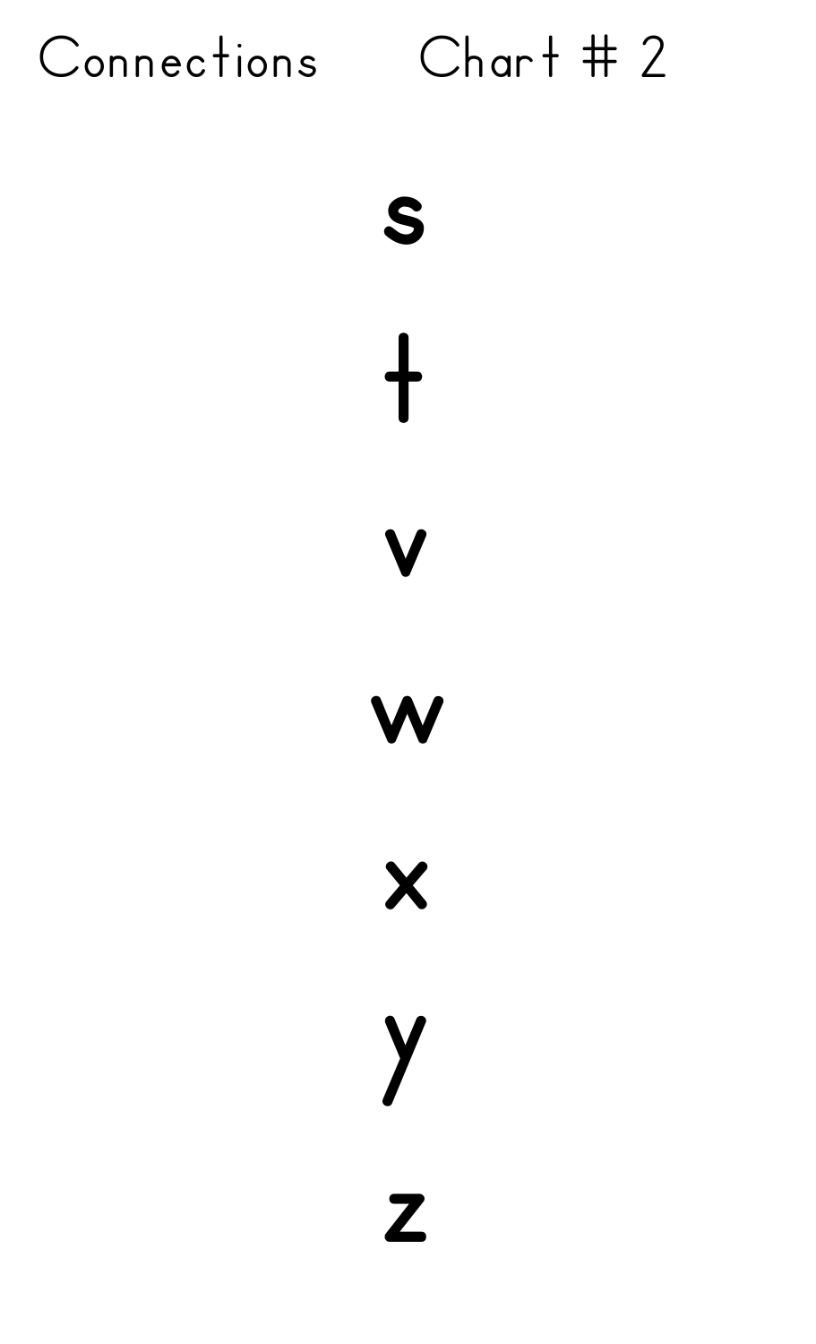Connections Chart # 2

s

t

v

w

x

y

z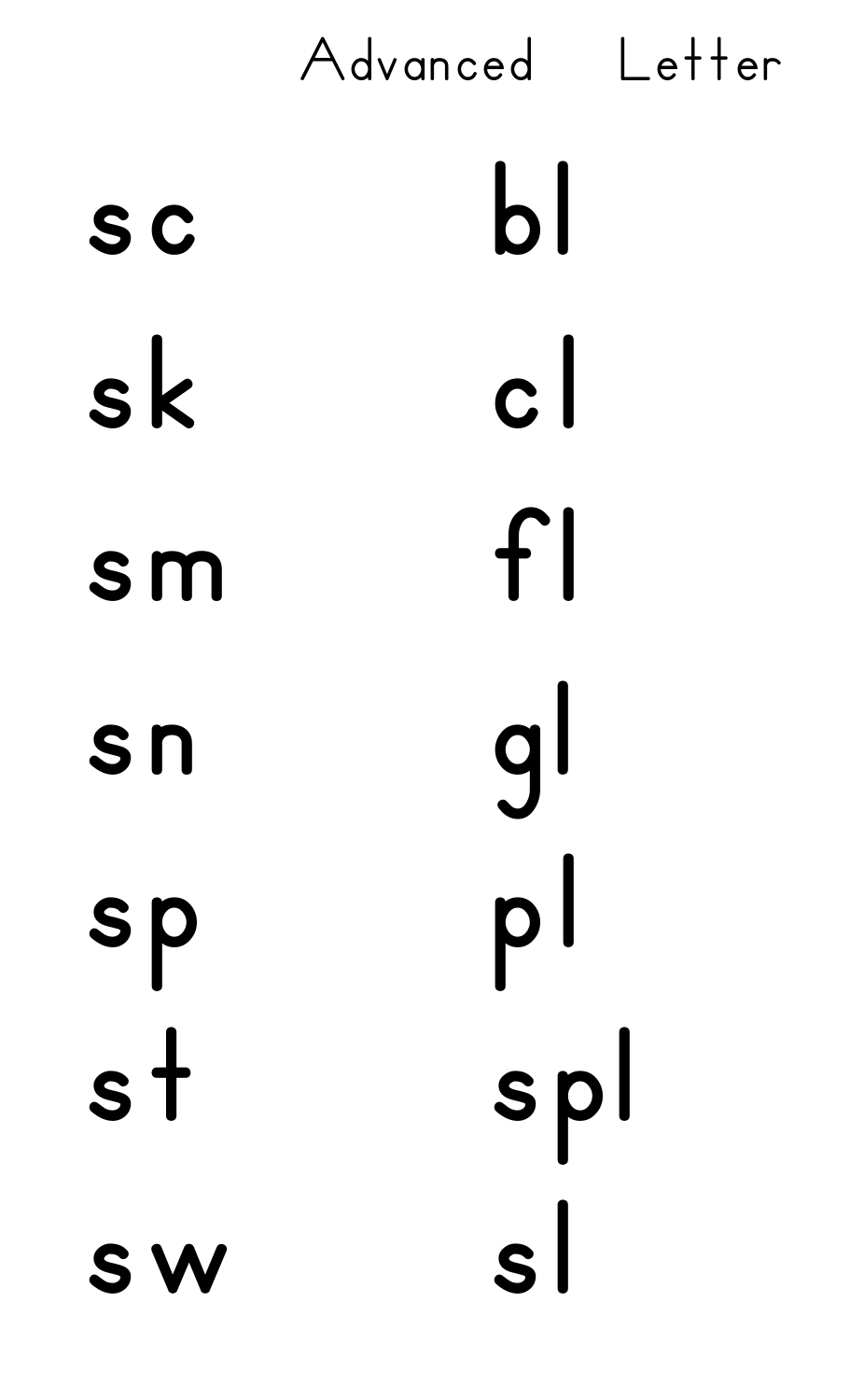# Advanced Letter

sc

sk

sm

sn

sp

st

sw

bl

cl

fl

gl

pl

spl

sl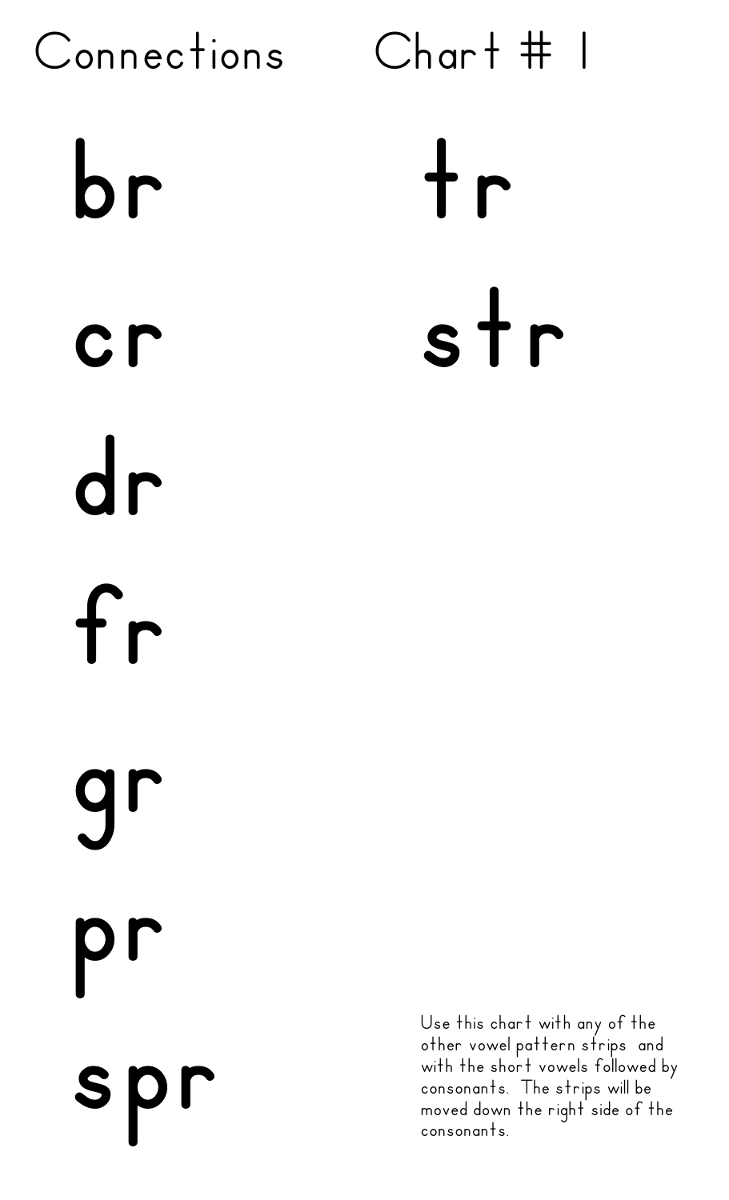# Connections Chart # 1

br

cr

dr

fr

gr

pr

spr

tr

str

Use this chart with any of the other vowel pattern strips and with the short vowels followed by consonants. The strips will be moved down the right side of the consonants.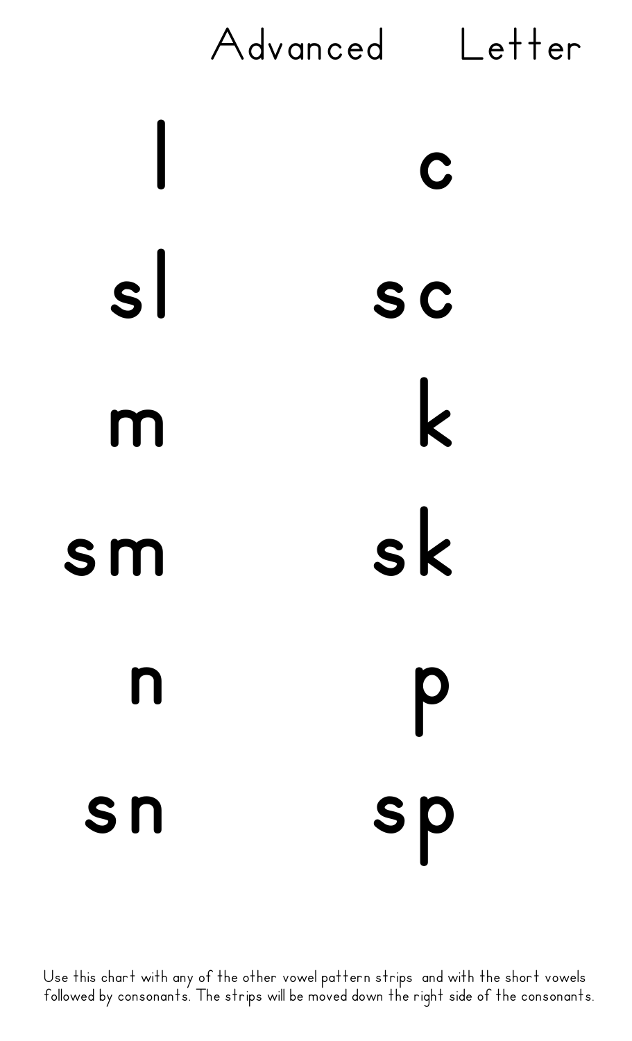# Advanced Letter

| | |
|---|---|
| l | c |
| sl | sc |
| m | k |
| sm | sk |
| n | p |
| sn | sp |

Use this chart with any of the other vowel pattern strips and with the short vowels followed by consonants. The strips will be moved down the right side of the consonants.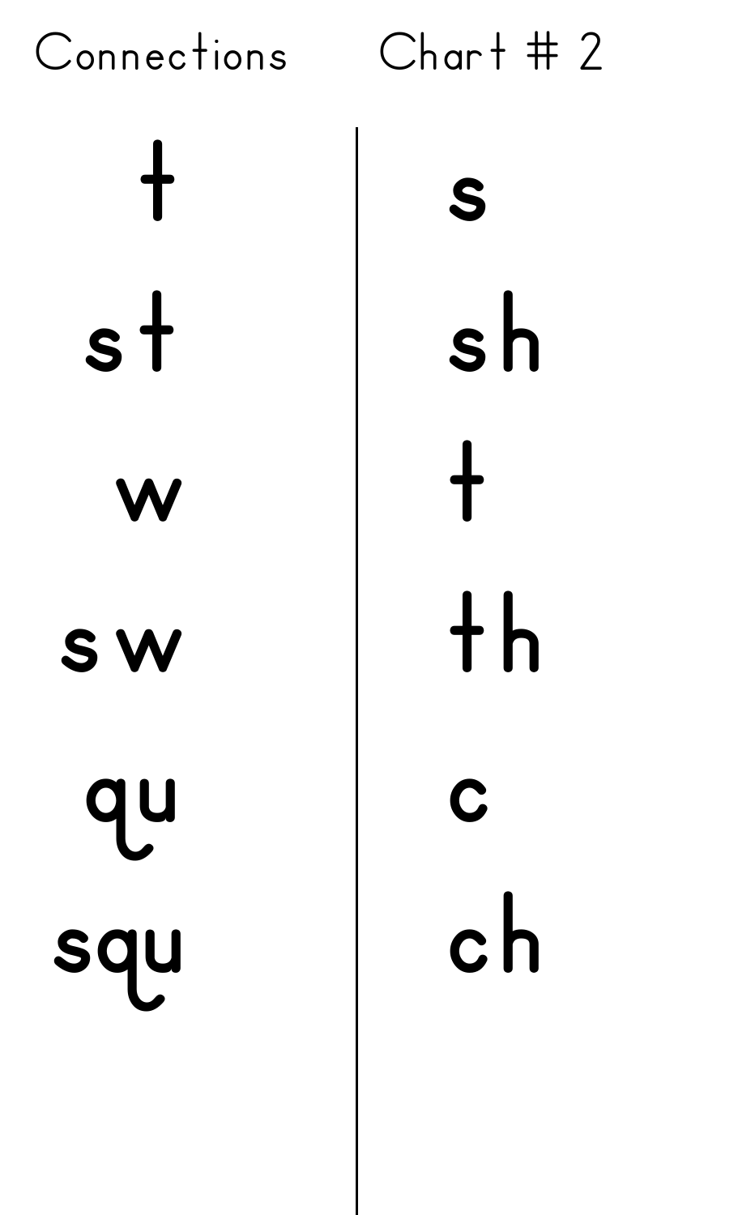Connections Chart # 2

| | |
|---|---|
| t | s |
| st | sh |
| w | t |
| sw | th |
| qu | c |
| squ | ch |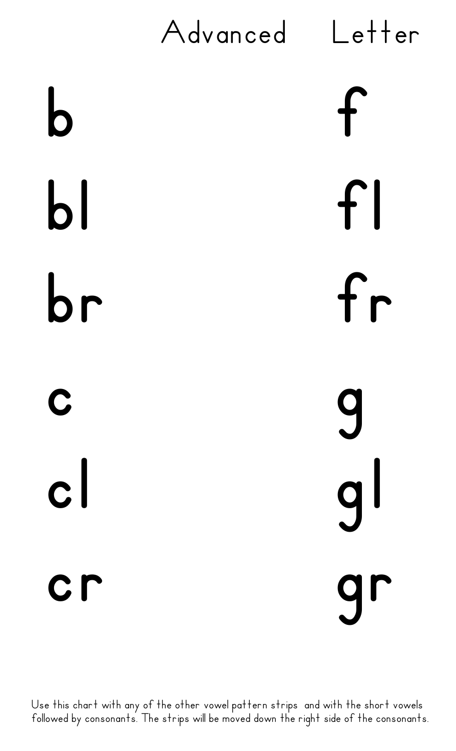# Advanced Letter

| | |
|---|---|
| b | f |
| bl | fl |
| br | fr |
| c | g |
| cl | gl |
| cr | gr |

Use this chart with any of the other vowel pattern strips and with the short vowels followed by consonants. The strips will be moved down the right side of the consonants.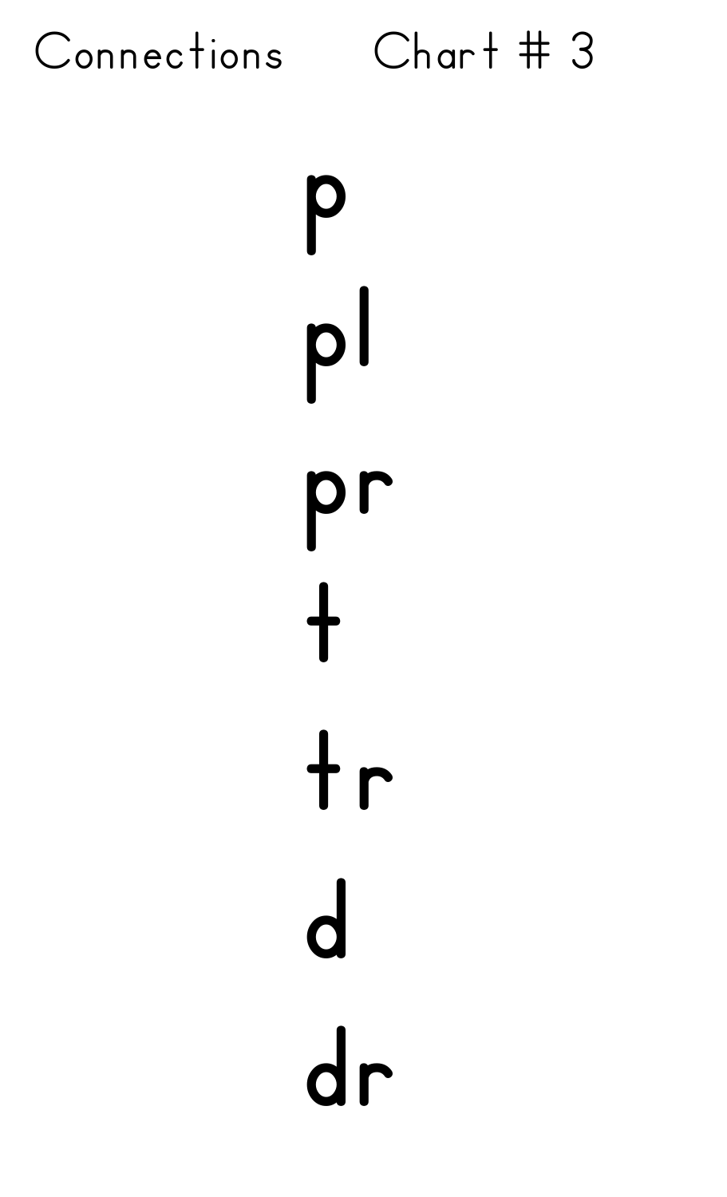Connections Chart # 3

p

pl

pr

t

tr

d

dr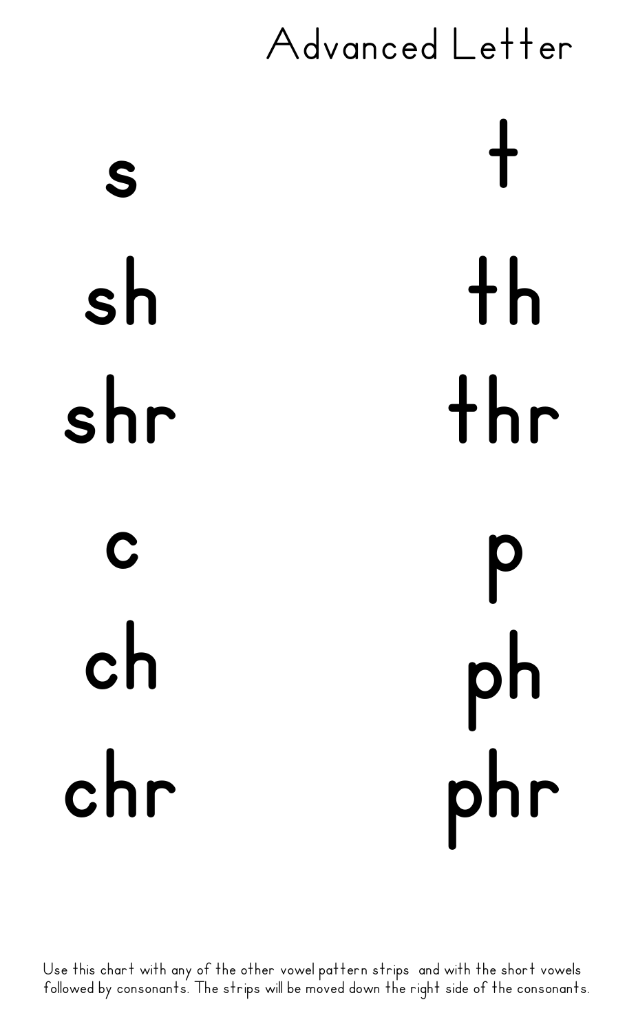# Advanced Letter

| | |
|---|---|
| s | t |
| sh | th |
| shr | thr |
| c | p |
| ch | ph |
| chr | phr |

Use this chart with any of the other vowel pattern strips and with the short vowels followed by consonants. The strips will be moved down the right side of the consonants.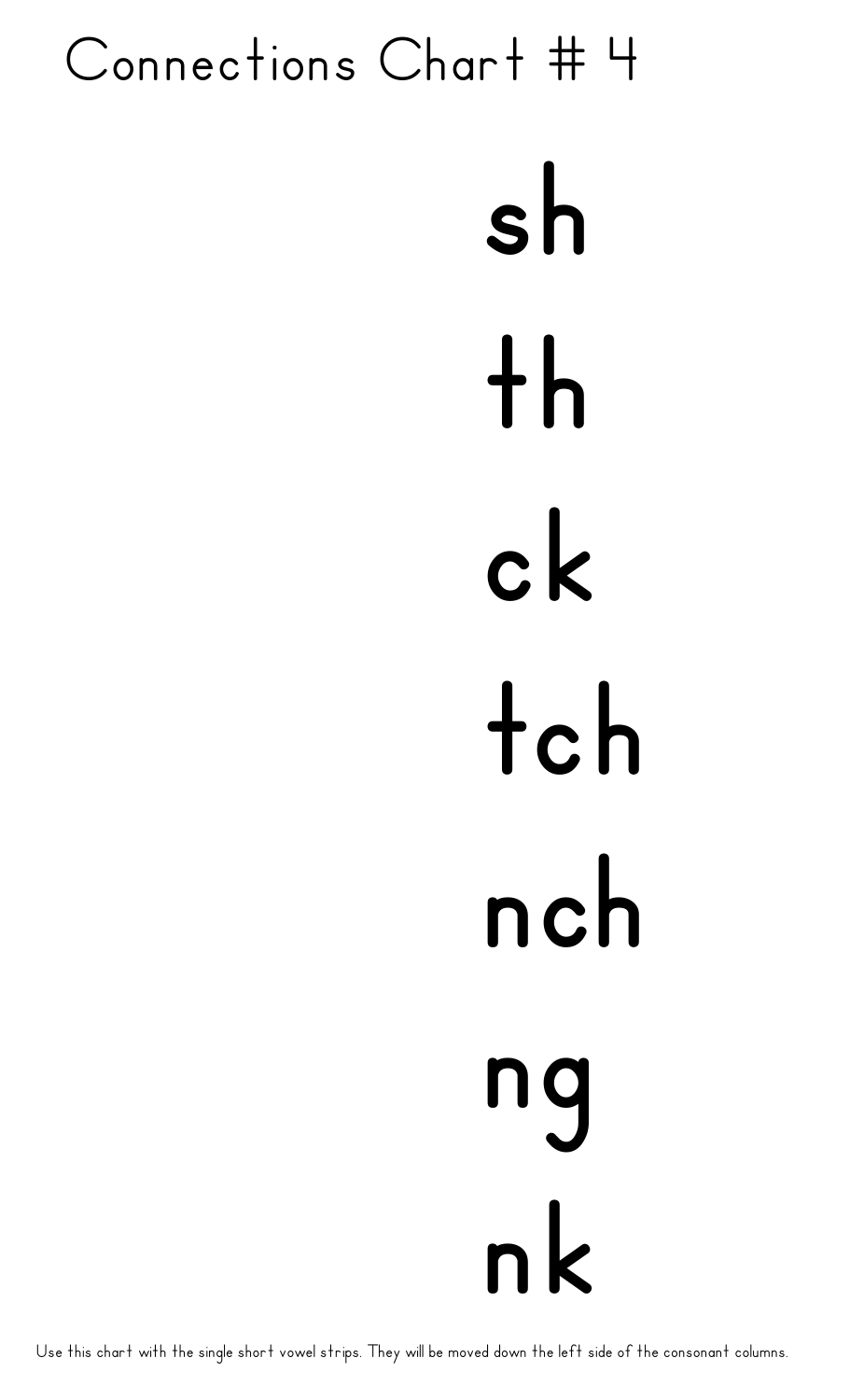# Connections Chart # 4

sh

th

ck

tch

nch

ng

nk

Use this chart with the single short vowel strips. They will be moved down the left side of the consonant columns.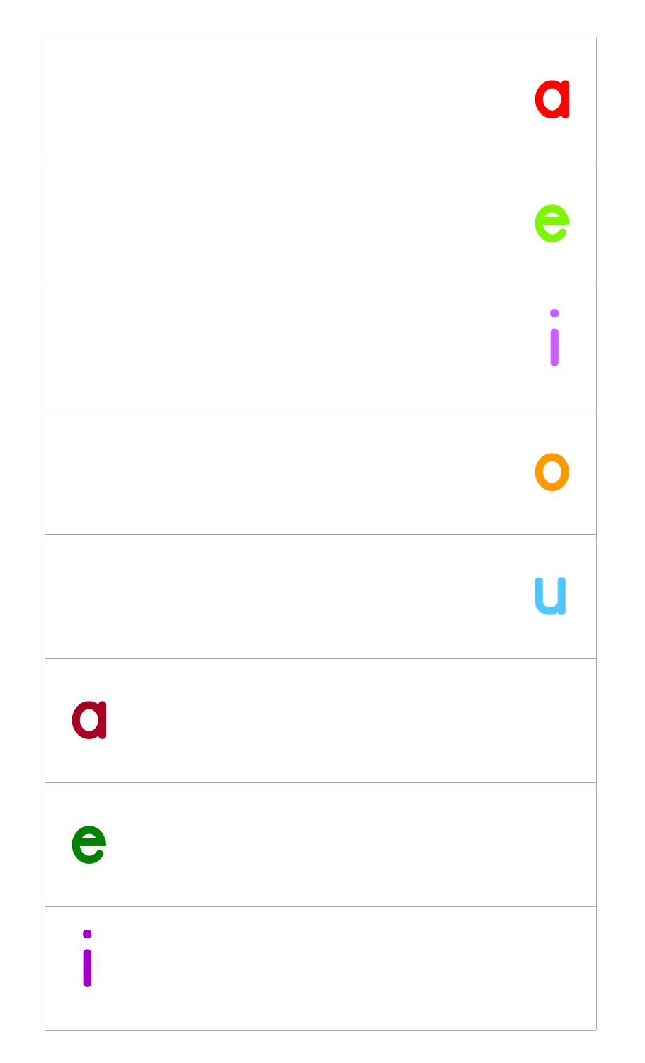| |
|---|
| a |
| e |
| i |
| o |
| u |
| a |
| e |
| i |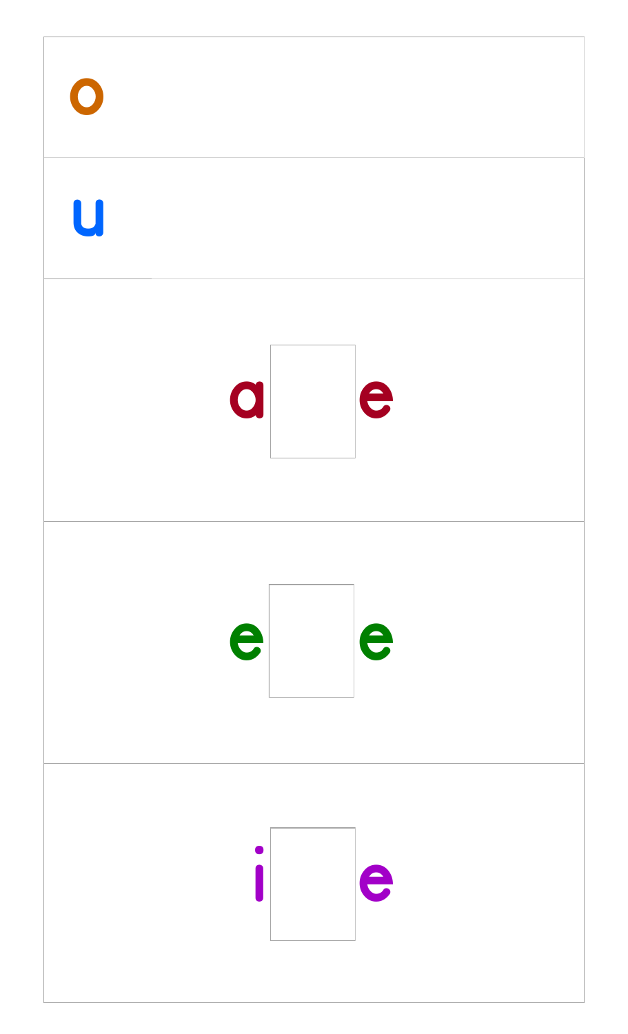o

u

a ☐ e

e ☐ e

i ☐ e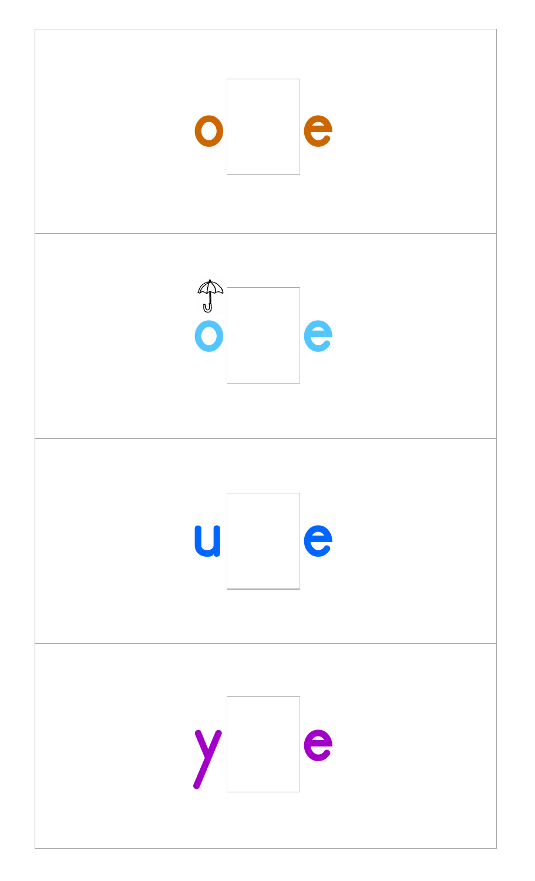o e

o e

u e

y e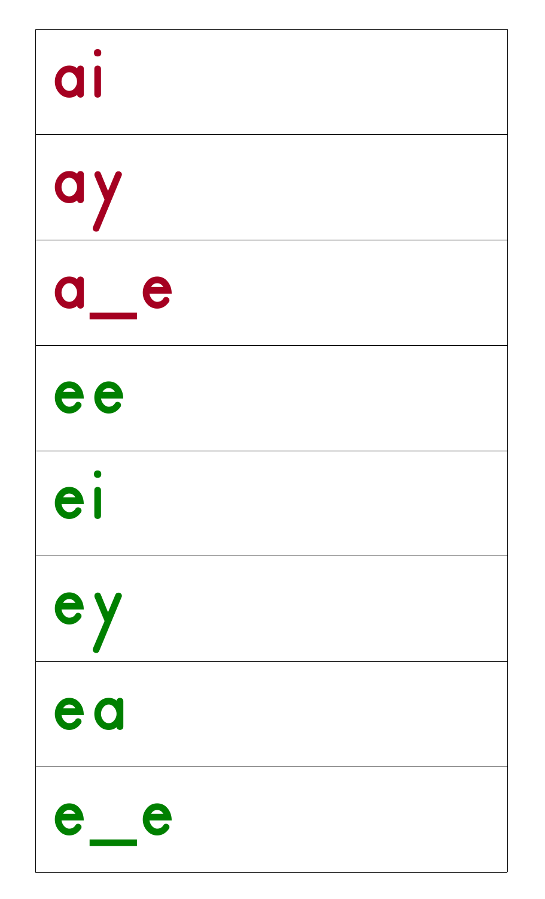| ai |
| --- |
| ay |
| a_e |
| ee |
| ei |
| ey |
| ea |
| e_e |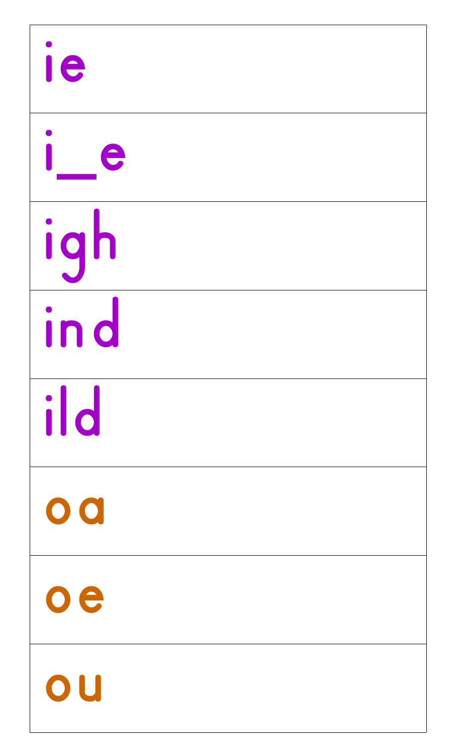| |
|---|
| ie |
| i_e |
| igh |
| ind |
| ild |
| oa |
| oe |
| ou |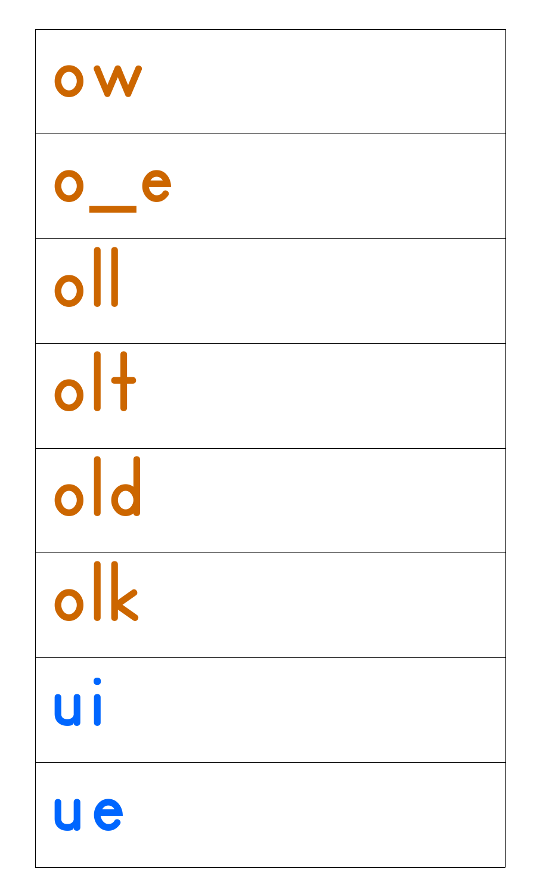| ow |
| --- |
| o_e |
| oll |
| olt |
| old |
| olk |
| ui |
| ue |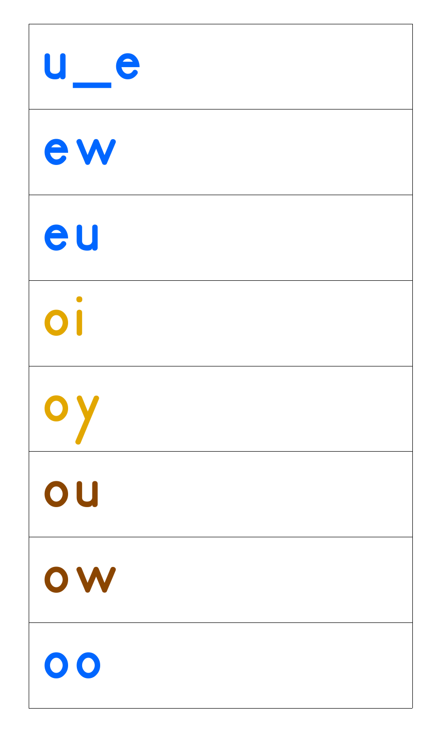| |
|---|
| u_e |
| ew |
| eu |
| oi |
| oy |
| ou |
| ow |
| oo |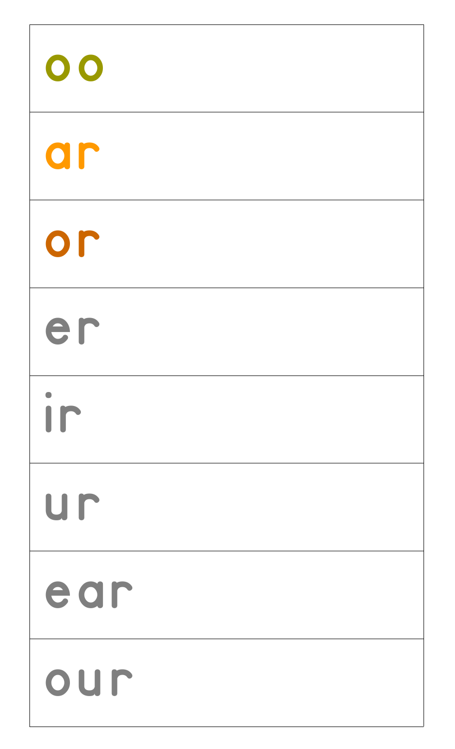| |
|---|
| oo |
| ar |
| or |
| er |
| ir |
| ur |
| ear |
| our |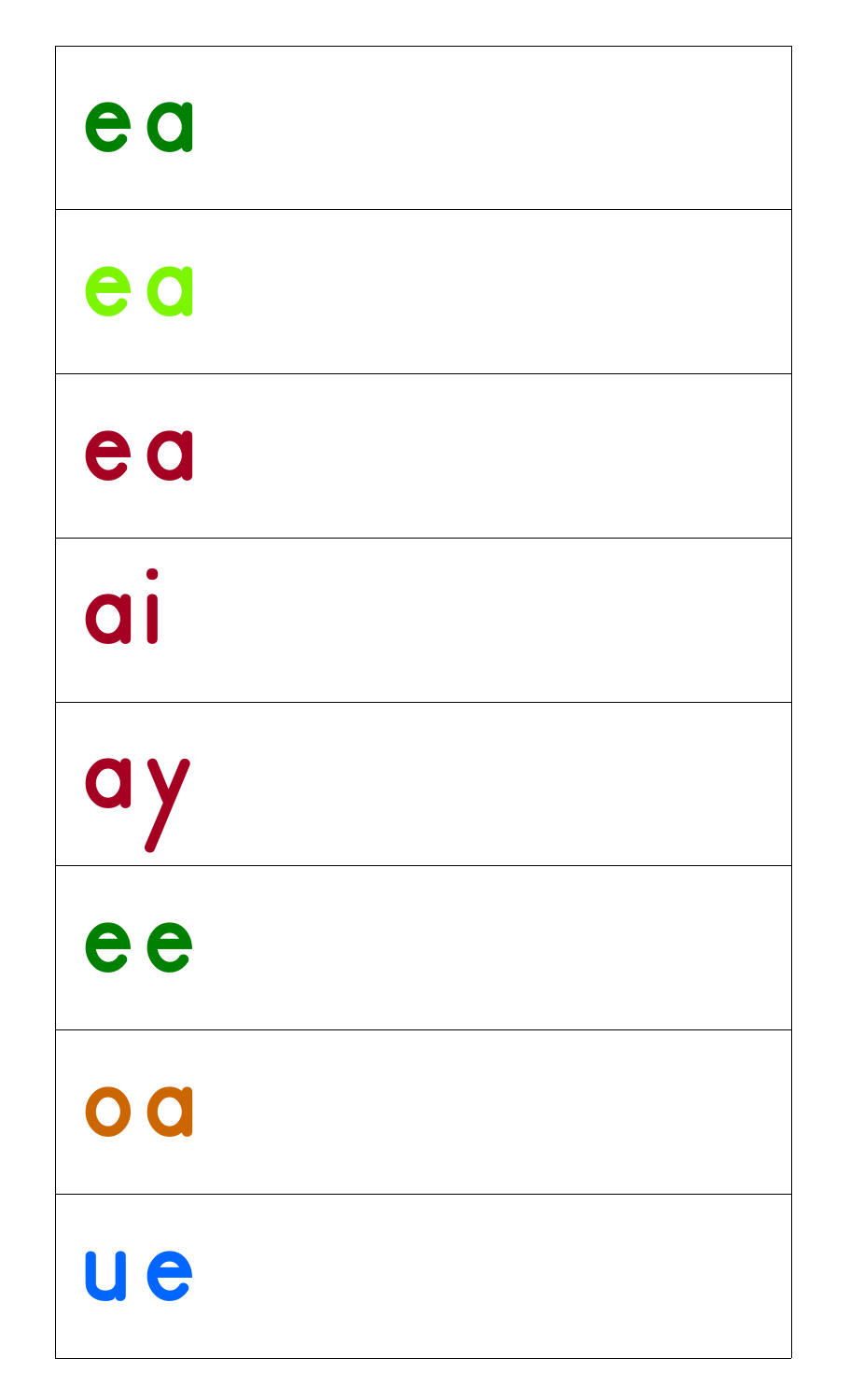| |
|---|
| ea |
| ea |
| ea |
| ai |
| ay |
| ee |
| oa |
| ue |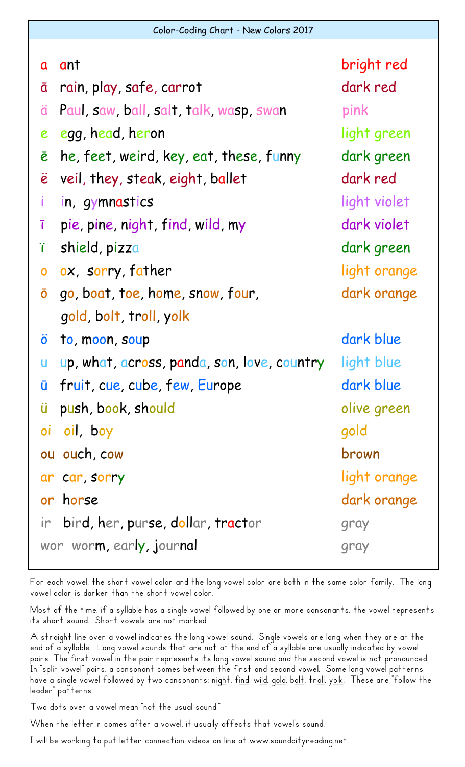## Color-Coding Chart - New Colors 2017

| Sound | Examples | Color |
|---|---|---|
| a | ant | bright red |
| ā | rain, play, safe, carrot | dark red |
| ä | Paul, saw, ball, salt, talk, wasp, swan | pink |
| e | egg, head, heron | light green |
| ē | he, feet, weird, key, eat, these, funny | dark green |
| ë | veil, they, steak, eight, ballet | dark red |
| i | in, gymnastics | light violet |
| ī | pie, pine, night, find, wild, my | dark violet |
| ï | shield, pizza | dark green |
| o | ox, sorry, father | light orange |
| ō | go, boat, toe, home, snow, four, gold, bolt, troll, yolk | dark orange |
| ö | to, moon, soup | dark blue |
| u | up, what, across, panda, son, love, country | light blue |
| ū | fruit, cue, cube, few, Europe | dark blue |
| ü | push, book, should | olive green |
| oi | oil, boy | gold |
| ou | ouch, cow | brown |
| ar | car, sorry | light orange |
| or | horse | dark orange |
| ir | bird, her, purse, dollar, tractor | gray |
| wor | worm, early, journal | gray |

For each vowel, the short vowel color and the long vowel color are both in the same color family. The long vowel color is darker than the short vowel color.

Most of the time, if a syllable has a single vowel followed by one or more consonants, the vowel represents its short sound. Short vowels are not marked.

A straight line over a vowel indicates the long vowel sound. Single vowels are long when they are at the end of a syllable. Long vowel sounds that are not at the end of a syllable are usually indicated by vowel pairs. The first vowel in the pair represents its long vowel sound and the second vowel is not pronounced. In "split vowel" pairs, a consonant comes between the first and second vowel. Some long vowel patterns have a single vowel followed by two consonants: night, find, wild, gold, bolt, troll, yolk. These are "follow the leader" patterns.

Two dots over a vowel mean "not the usual sound."

When the letter r comes after a vowel, it usually affects that vowel's sound.

I will be working to put letter connection videos on line at www.soundcityreading.net.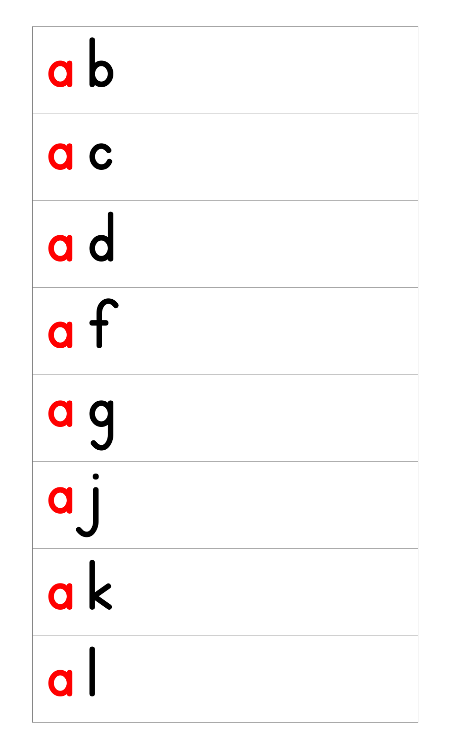| |
|---|
| a b |
| a c |
| a d |
| a f |
| a g |
| a j |
| a k |
| a l |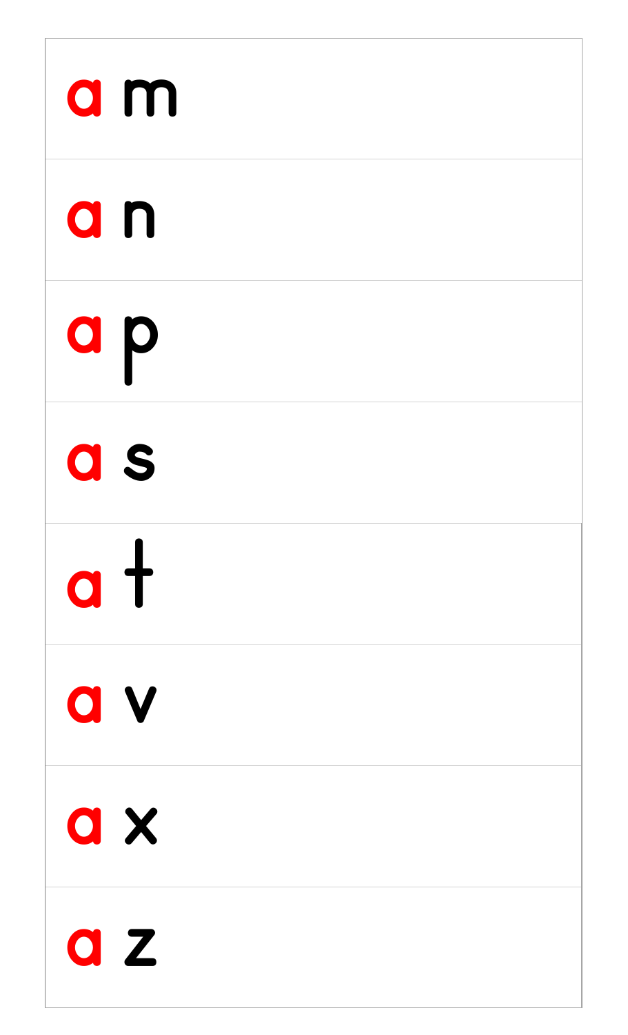| |
|---|
| am |
| an |
| ap |
| as |
| at |
| av |
| ax |
| az |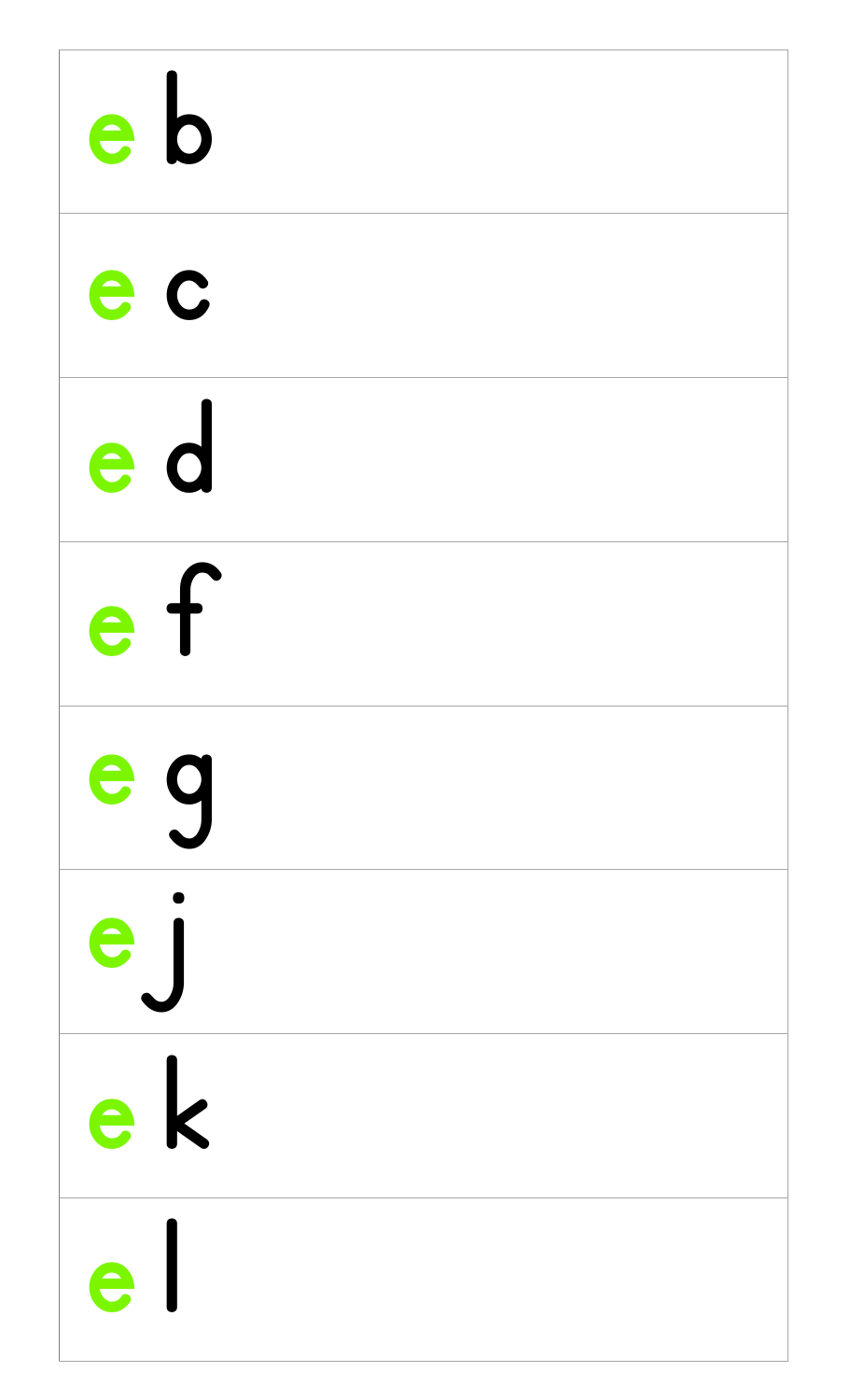| |
|---|
| e b |
| e c |
| e d |
| e f |
| e g |
| e j |
| e k |
| e l |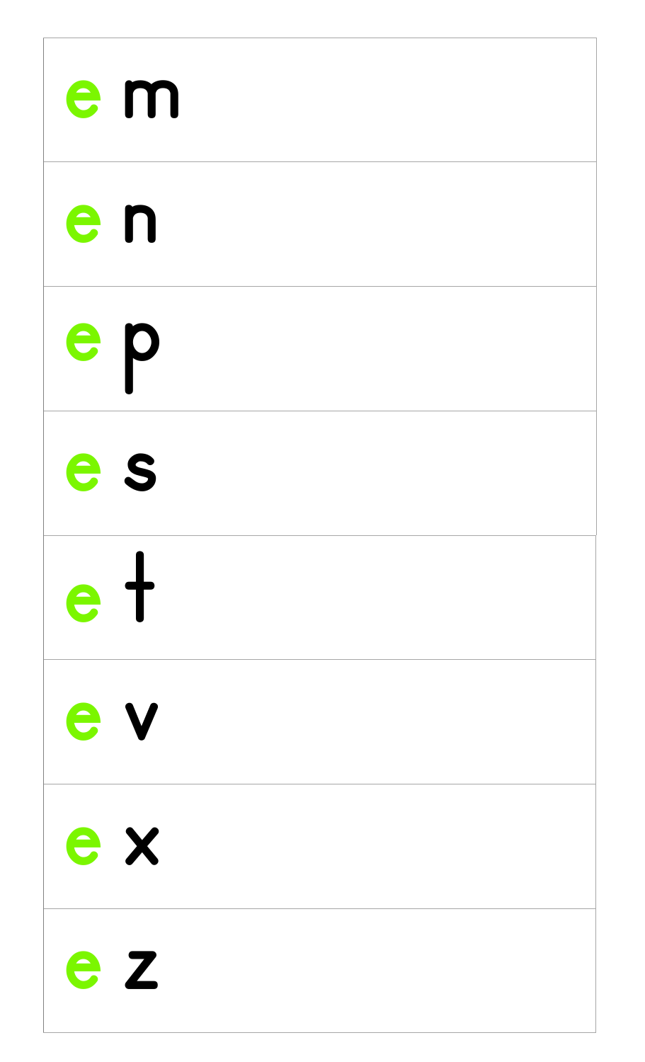| |
|---|
| e m |
| e n |
| e p |
| e s |
| e t |
| e v |
| e x |
| e z |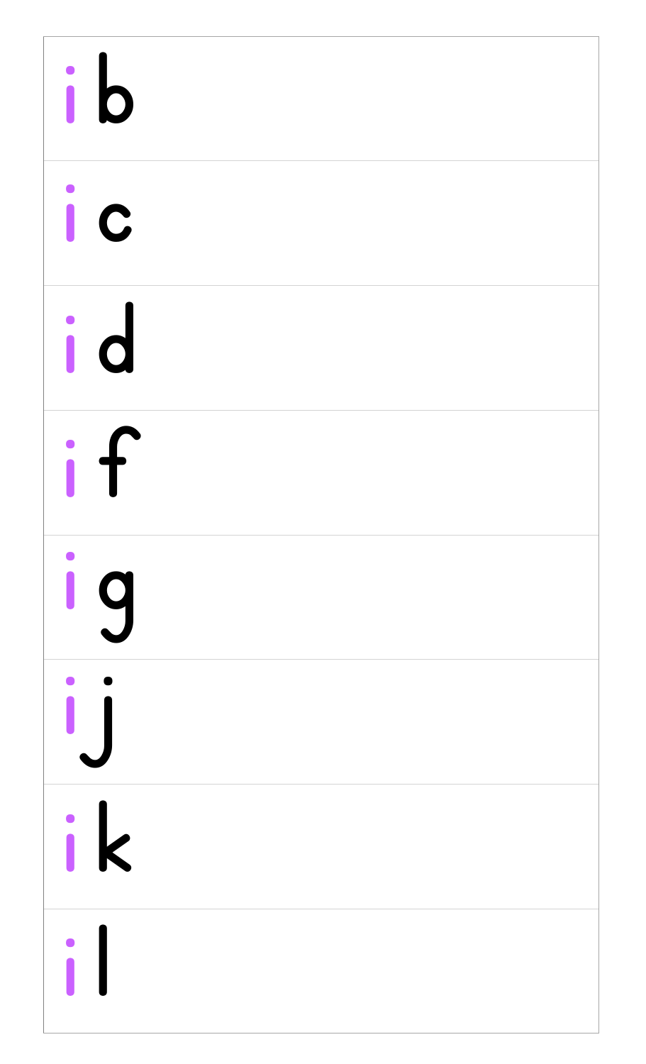| |
|---|
| ib |
| ic |
| id |
| if |
| ig |
| ij |
| ik |
| il |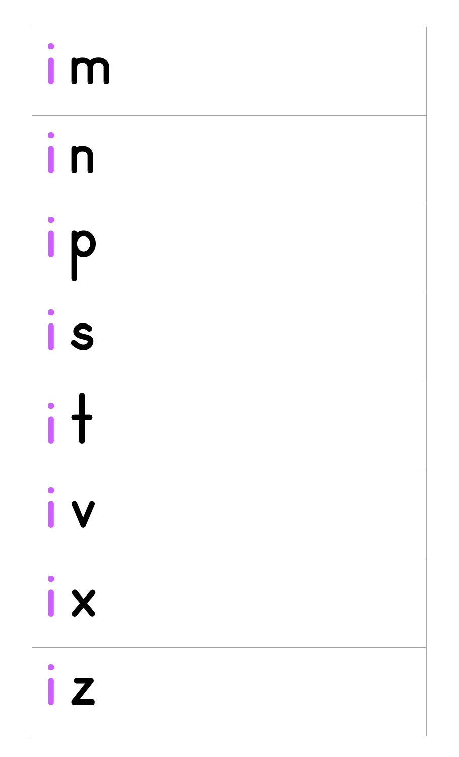| |
|---|
| im |
| in |
| ip |
| is |
| it |
| iv |
| ix |
| iz |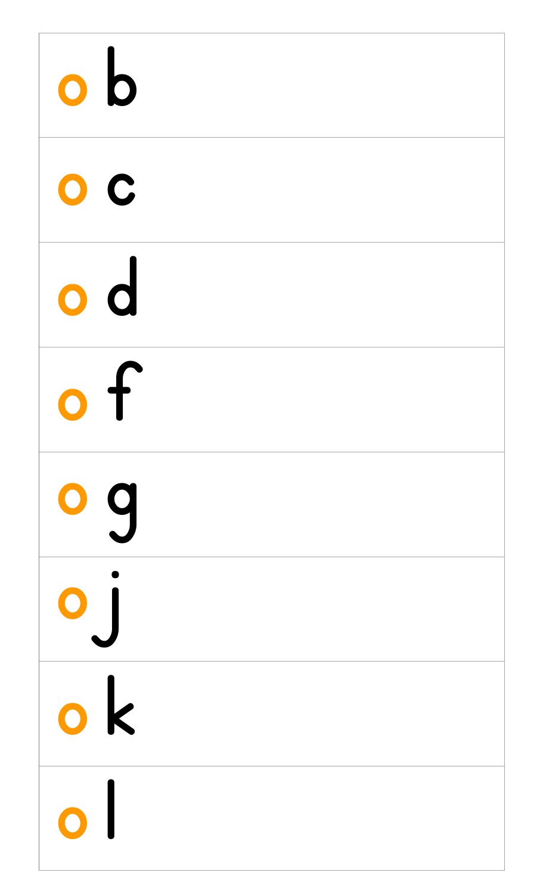| |
|---|
| o b |
| o c |
| o d |
| o f |
| o g |
| o j |
| o k |
| o l |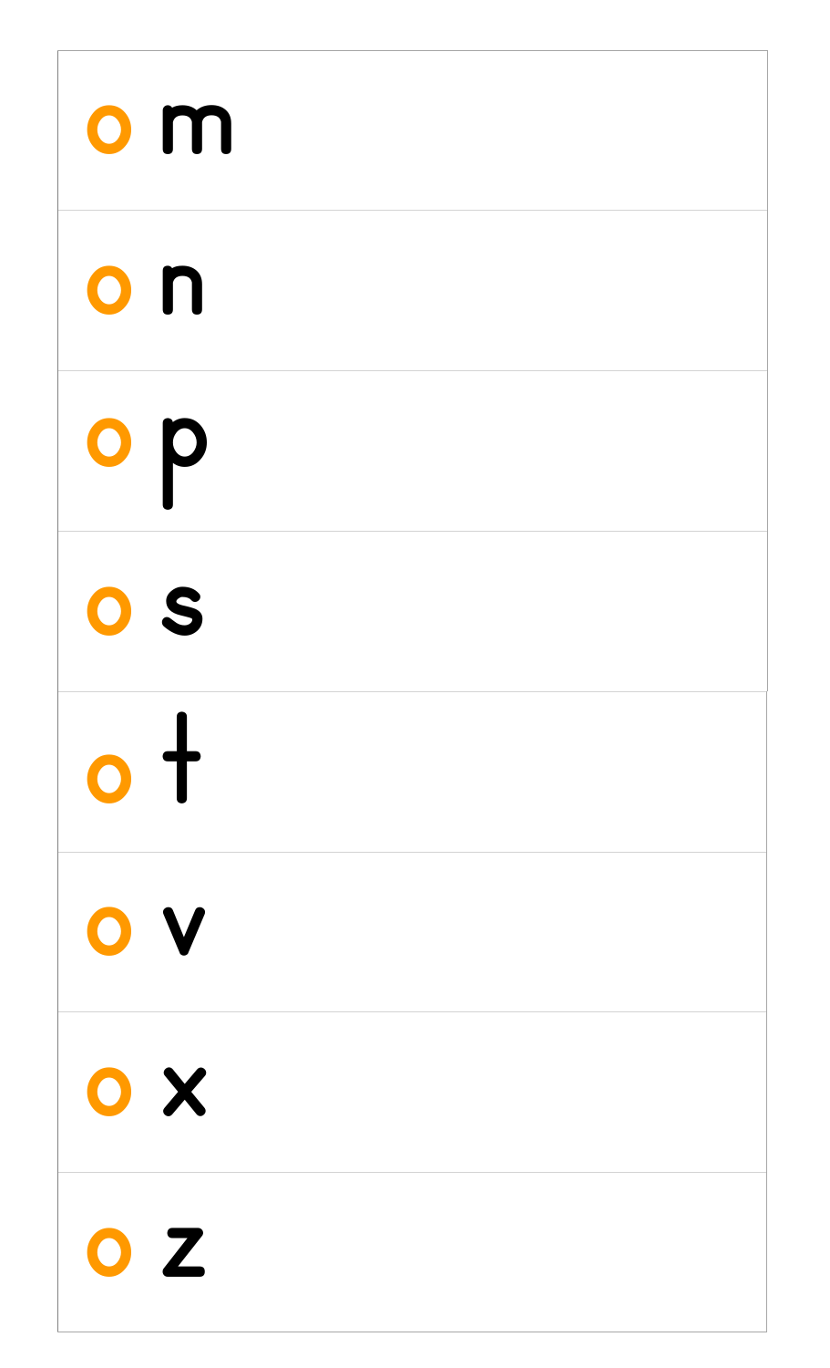- m
- n
- p
- s
- t
- v
- x
- z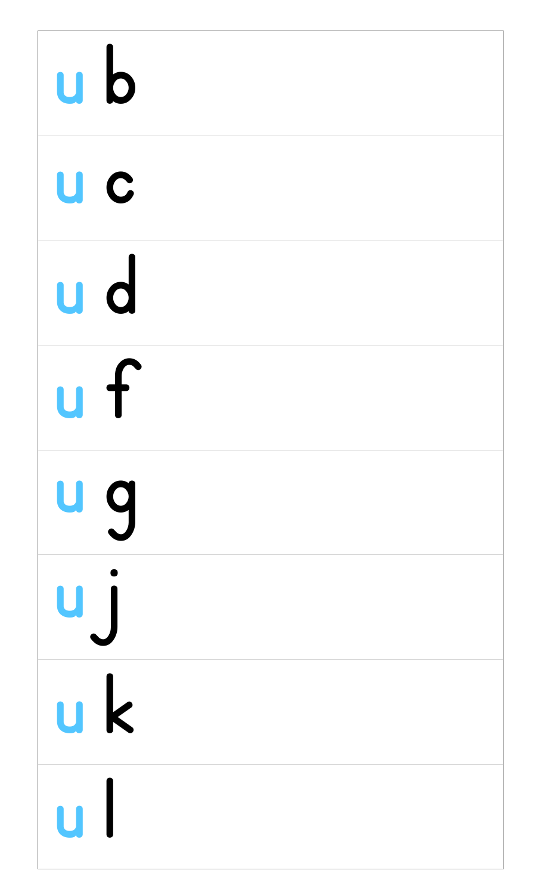| |
|---|
| u b |
| u c |
| u d |
| u f |
| u g |
| u j |
| u k |
| u l |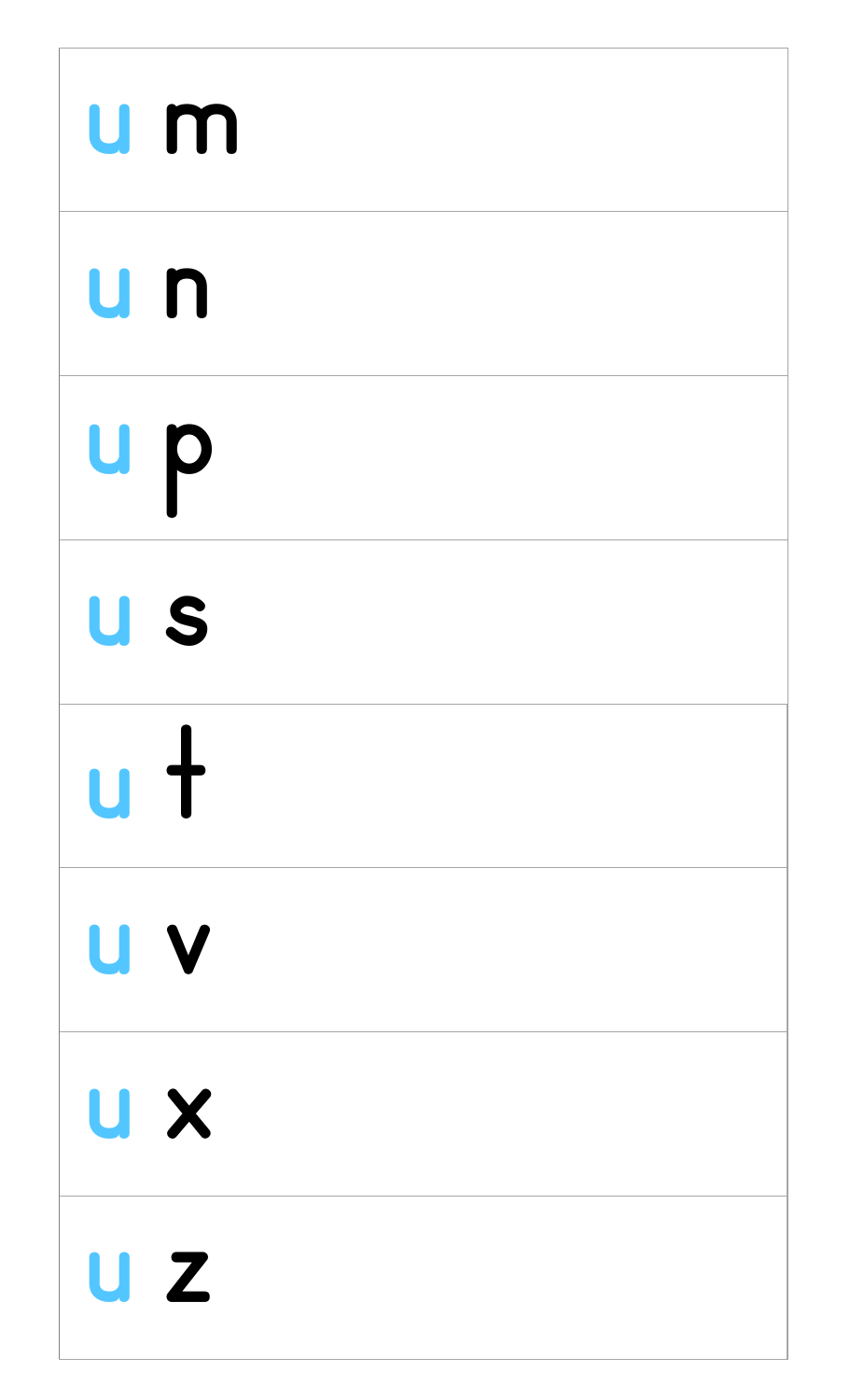| |
|---|
| u m |
| u n |
| u p |
| u s |
| u t |
| u v |
| u x |
| u z |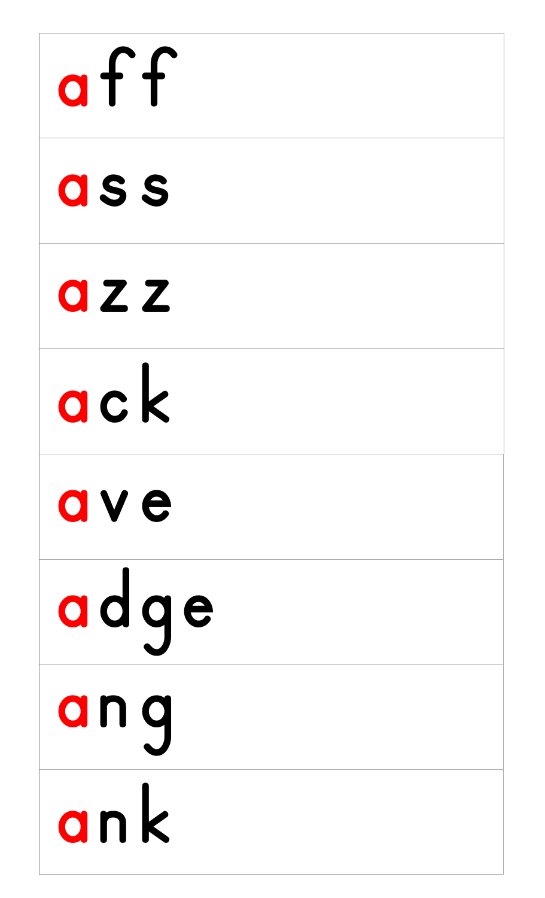| |
|---|
| aff |
| ass |
| azz |
| ack |
| ave |
| adge |
| ang |
| ank |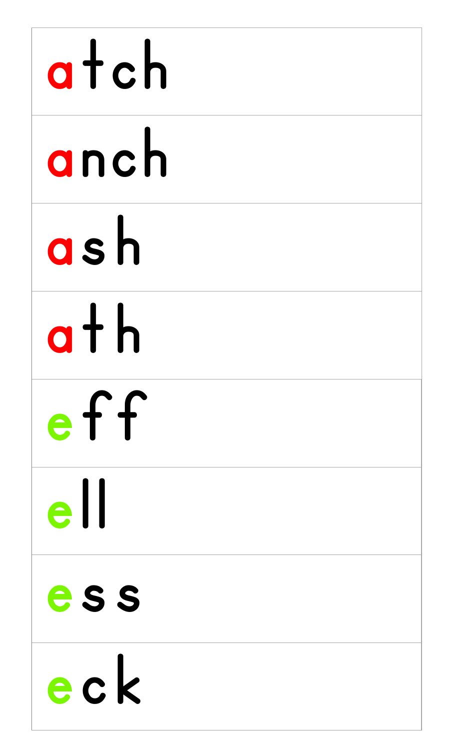| atch |
| --- |
| anch |
| ash |
| ath |
| eff |
| ell |
| ess |
| eck |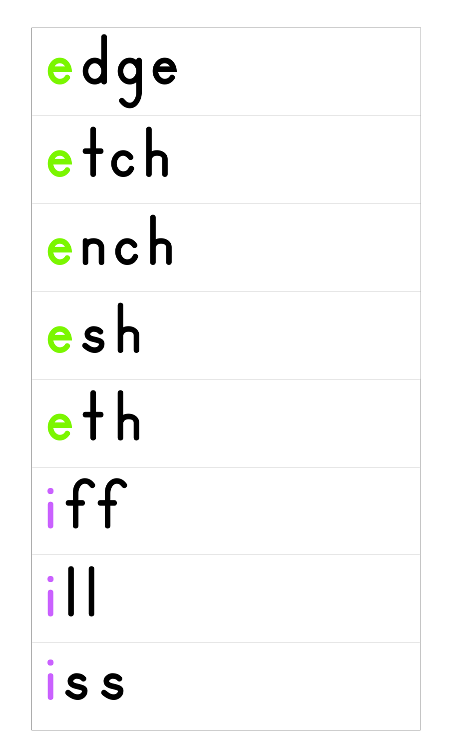| |
|---|
| edge |
| etch |
| ench |
| esh |
| eth |
| iff |
| ill |
| iss |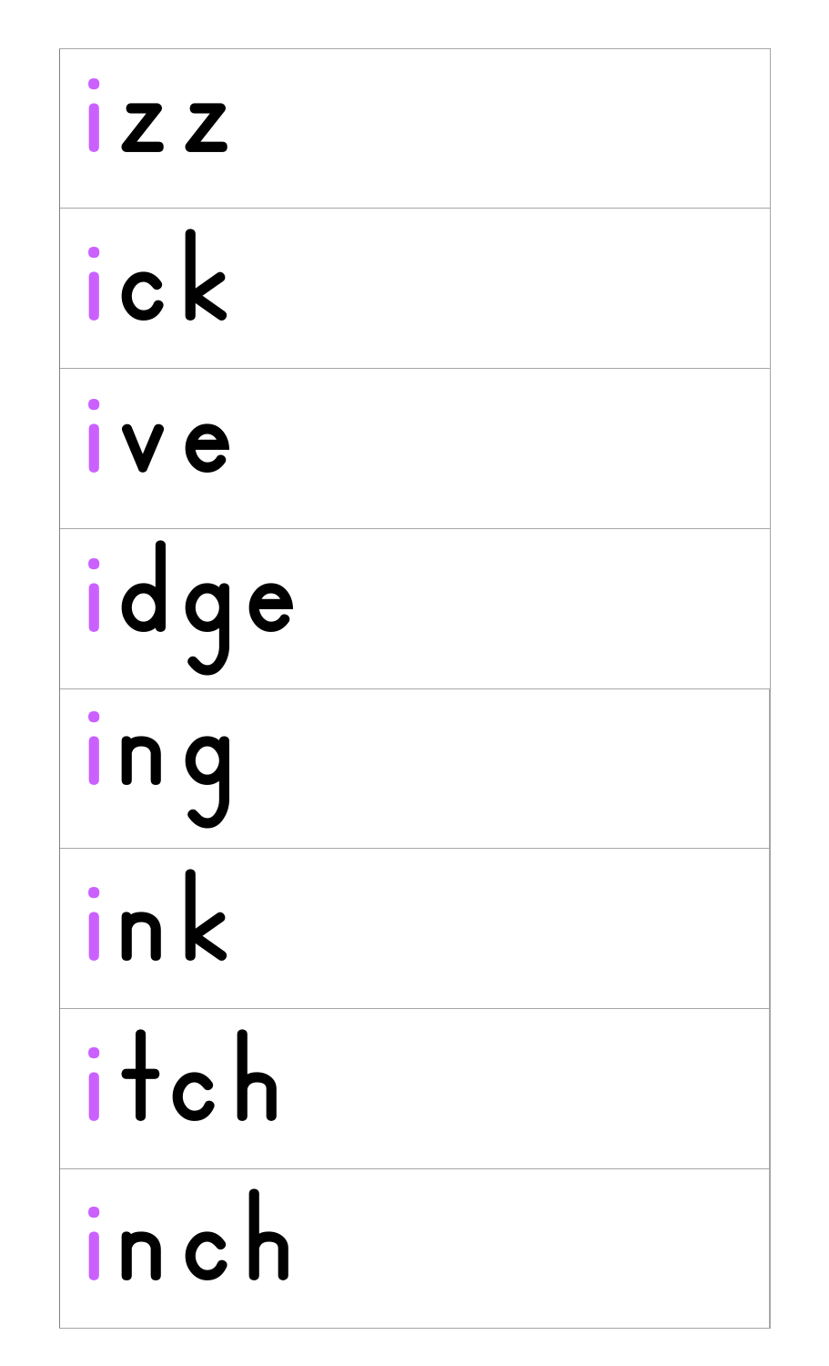| izz |
|---|
| ick |
| ive |
| idge |
| ing |
| ink |
| itch |
| inch |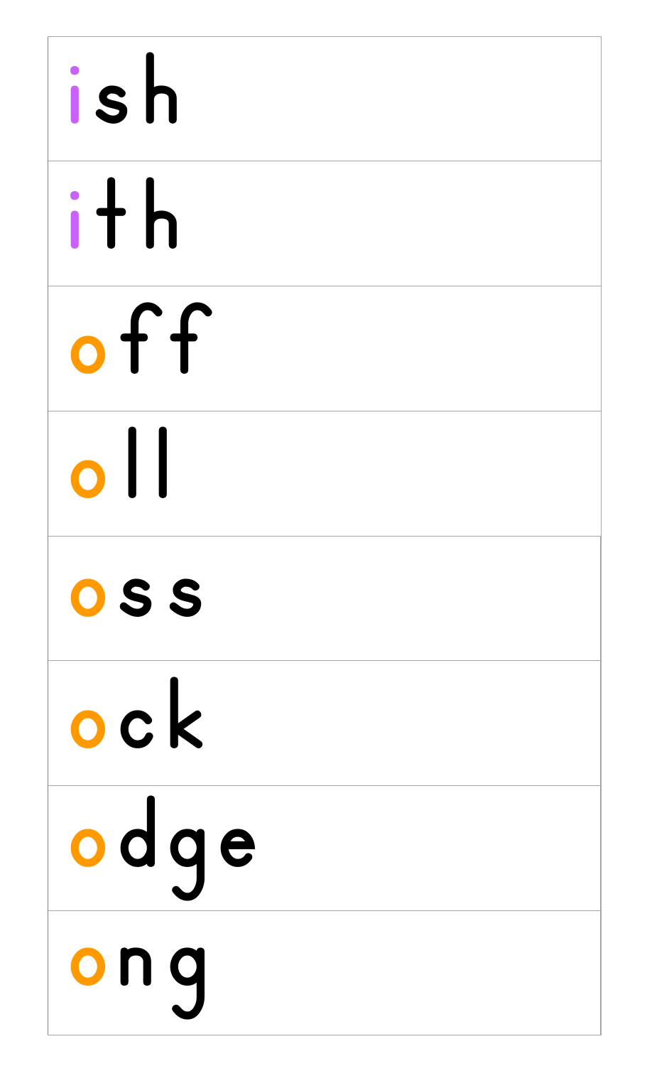| ish |
| --- |
| ith |
| off |
| oll |
| oss |
| ock |
| odge |
| ong |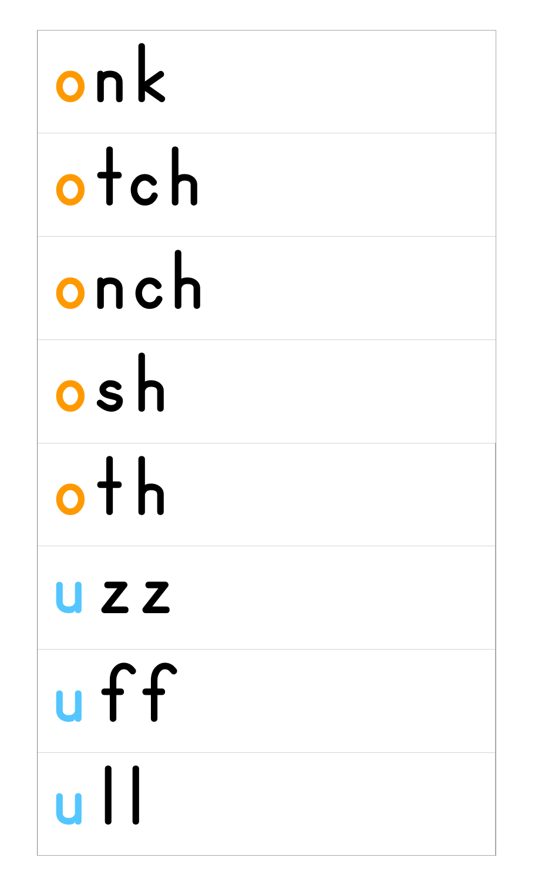| onk |
|---|
| otch |
| onch |
| osh |
| oth |
| uzz |
| uff |
| ull |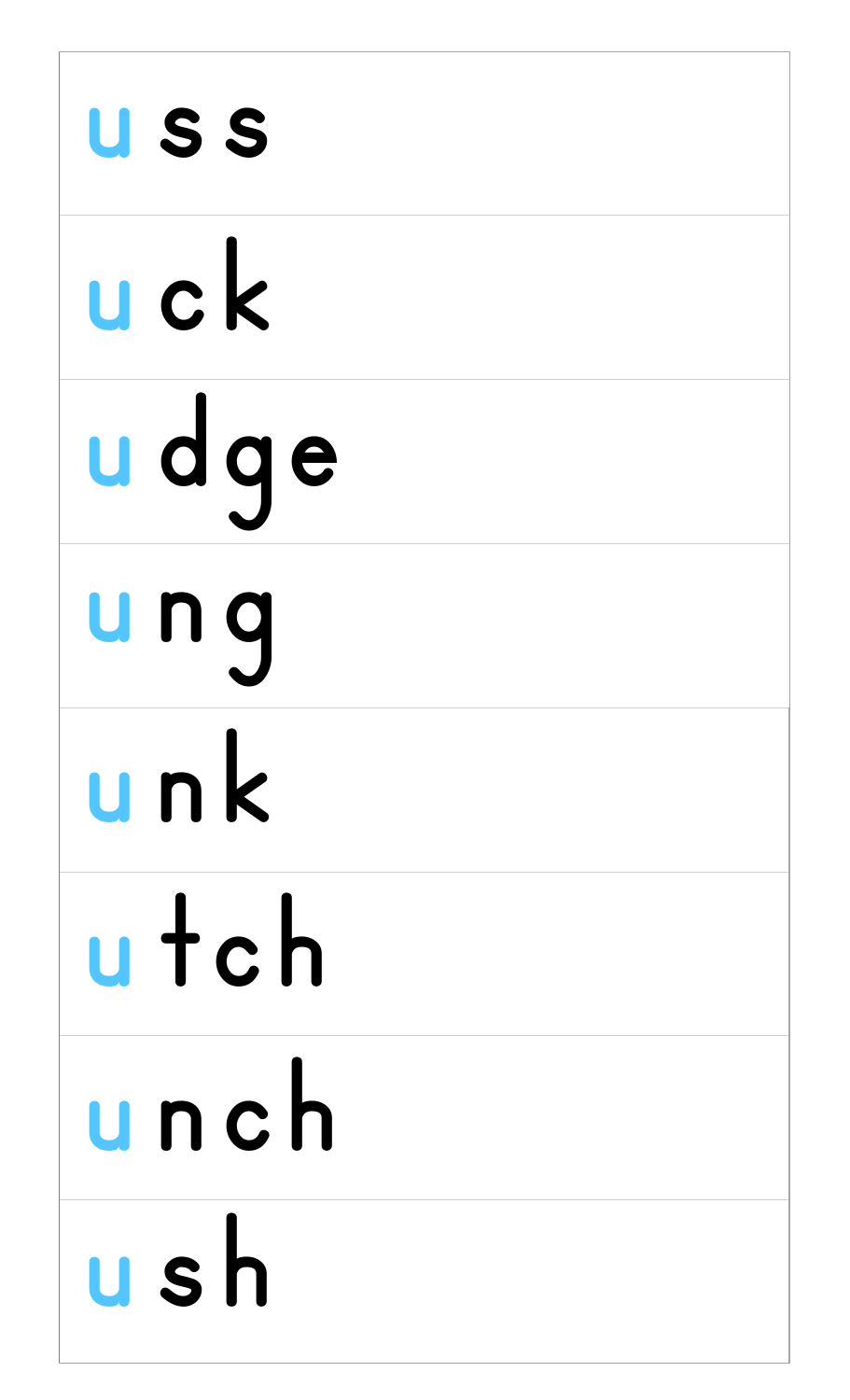| |
|---|
| uss |
| uck |
| udge |
| ung |
| unk |
| utch |
| unch |
| ush |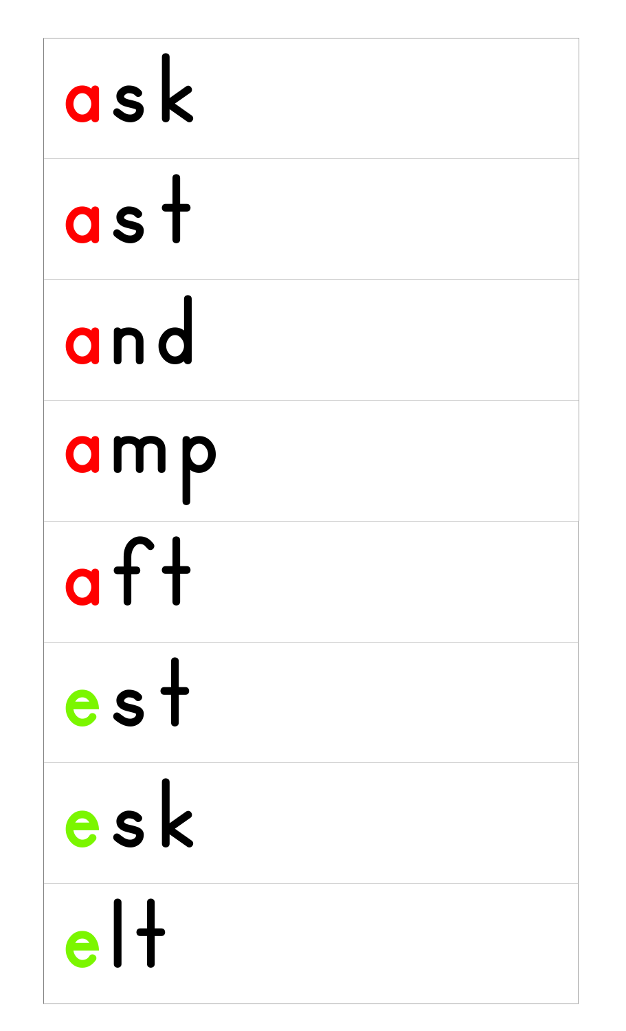| |
|---|
| ask |
| ast |
| and |
| amp |
| aft |
| est |
| esk |
| elt |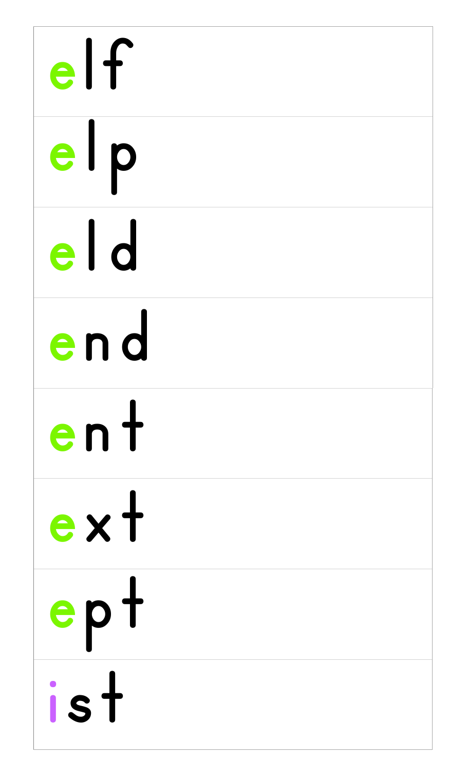| |
|---|
| elf |
| elp |
| eld |
| end |
| ent |
| ext |
| ept |
| ist |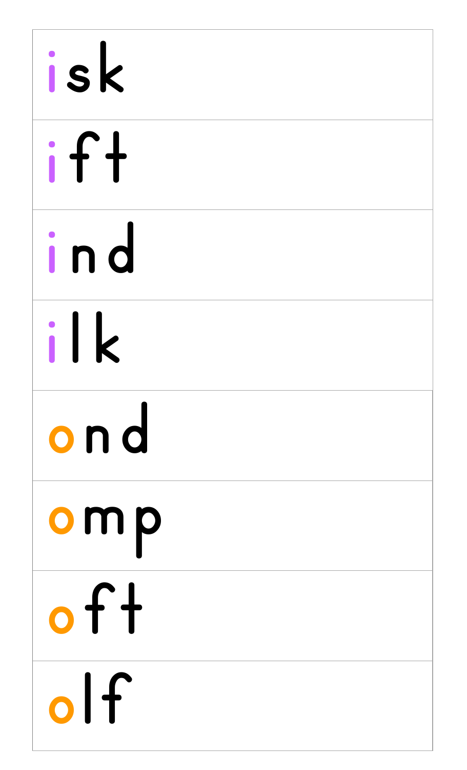| isk |
| --- |
| ift |
| ind |
| ilk |
| ond |
| omp |
| oft |
| olf |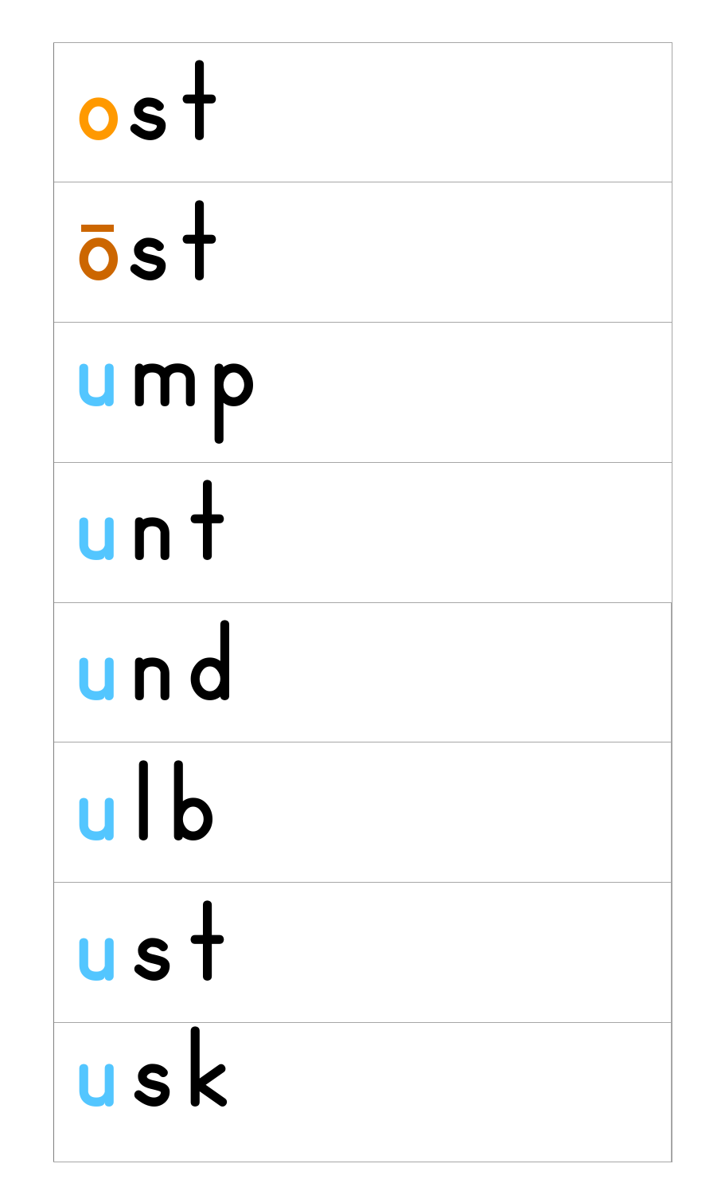| |
|---|
| ost |
| ōst |
| ump |
| unt |
| und |
| ulb |
| ust |
| usk |